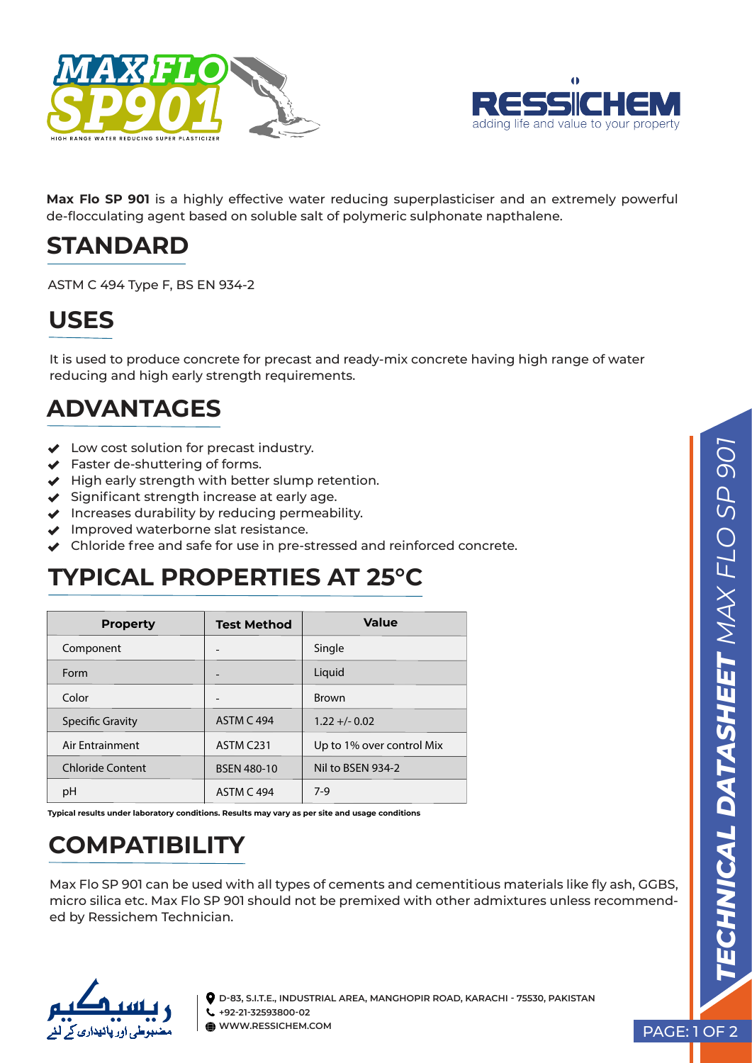# MAX FLO SP901

HIGH RANGE WATER REDUCING SUPER PLASTICIZER

RESSICHEM
adding life and value to your property

**Max Flo SP 901** is a highly effective water reducing superplasticiser and an extremely powerful de-flocculating agent based on soluble salt of polymeric sulphonate napthalene.

## STANDARD

ASTM C 494 Type F, BS EN 934-2

## USES

It is used to produce concrete for precast and ready-mix concrete having high range of water reducing and high early strength requirements.

## ADVANTAGES

- Low cost solution for precast industry.
- Faster de-shuttering of forms.
- High early strength with better slump retention.
- Significant strength increase at early age.
- Increases durability by reducing permeability.
- Improved waterborne slat resistance.
- Chloride free and safe for use in pre-stressed and reinforced concrete.

## TYPICAL PROPERTIES AT 25°C

| Property | Test Method | Value |
|---|---|---|
| Component | - | Single |
| Form | - | Liquid |
| Color | - | Brown |
| Specific Gravity | ASTM C 494 | 1.22 +/- 0.02 |
| Air Entrainment | ASTM C231 | Up to 1% over control Mix |
| Chloride Content | BSEN 480-10 | Nil to BSEN 934-2 |
| pH | ASTM C 494 | 7-9 |

**Typical results under laboratory conditions. Results may vary as per site and usage conditions**

## COMPATIBILITY

Max Flo SP 901 can be used with all types of cements and cementitious materials like fly ash, GGBS, micro silica etc. Max Flo SP 901 should not be premixed with other admixtures unless recommended by Ressichem Technician.

ریسیکیم
مضبوطی اور پائیداری کے لئے

D-83, S.I.T.E., INDUSTRIAL AREA, MANGHOPIR ROAD, KARACHI - 75530, PAKISTAN
+92-21-32593800-02
WWW.RESSICHEM.COM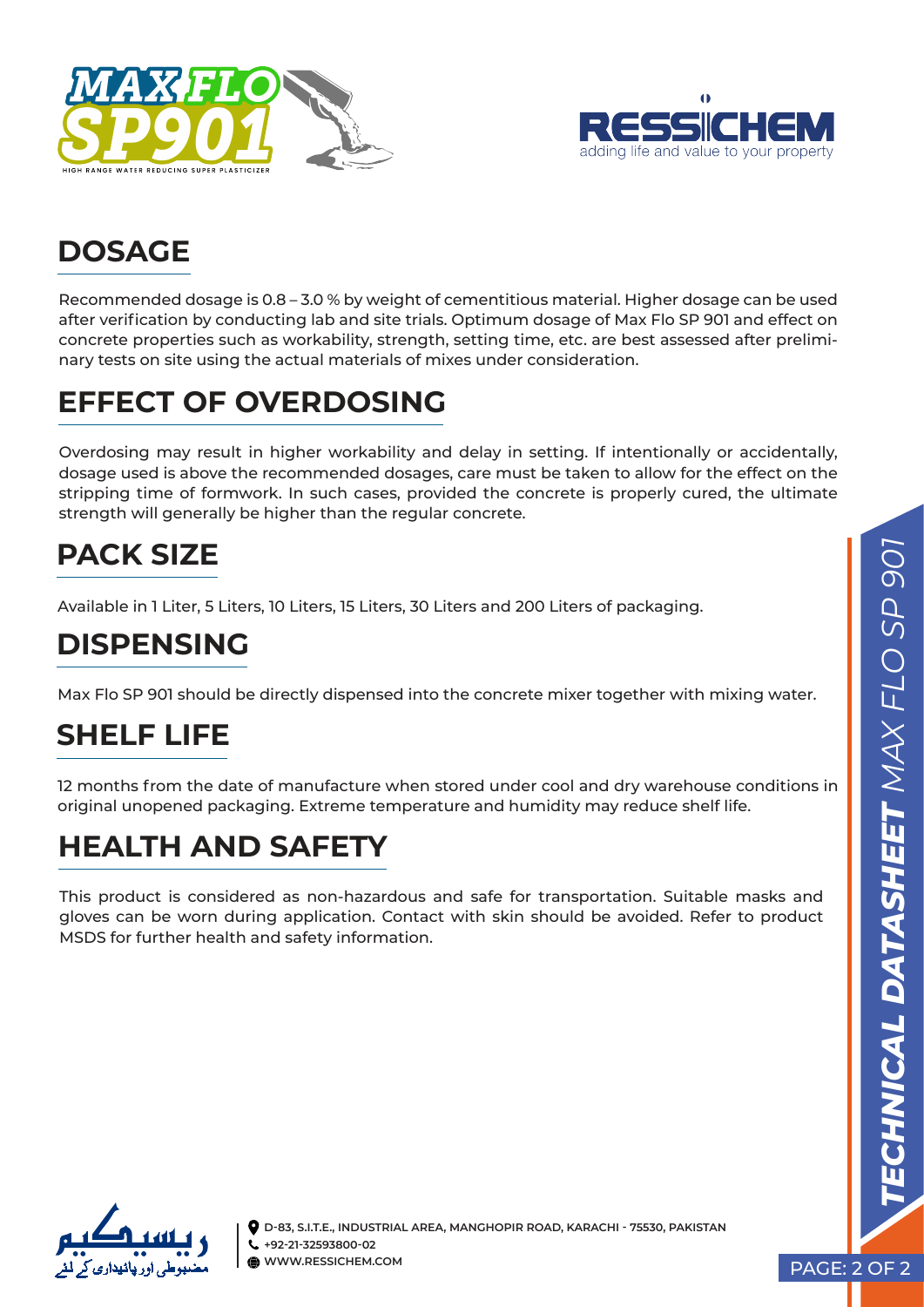## DOSAGE

Recommended dosage is 0.8 – 3.0 % by weight of cementitious material. Higher dosage can be used after verification by conducting lab and site trials. Optimum dosage of Max Flo SP 901 and effect on concrete properties such as workability, strength, setting time, etc. are best assessed after preliminary tests on site using the actual materials of mixes under consideration.

## EFFECT OF OVERDOSING

Overdosing may result in higher workability and delay in setting. If intentionally or accidentally, dosage used is above the recommended dosages, care must be taken to allow for the effect on the stripping time of formwork. In such cases, provided the concrete is properly cured, the ultimate strength will generally be higher than the regular concrete.

## PACK SIZE

Available in 1 Liter, 5 Liters, 10 Liters, 15 Liters, 30 Liters and 200 Liters of packaging.

## DISPENSING

Max Flo SP 901 should be directly dispensed into the concrete mixer together with mixing water.

## SHELF LIFE

12 months from the date of manufacture when stored under cool and dry warehouse conditions in original unopened packaging. Extreme temperature and humidity may reduce shelf life.

## HEALTH AND SAFETY

This product is considered as non-hazardous and safe for transportation. Suitable masks and gloves can be worn during application. Contact with skin should be avoided. Refer to product MSDS for further health and safety information.

ریسیکیم
مضبوطی اور پائیداری کے لئے

D-83, S.I.T.E., INDUSTRIAL AREA, MANGHOPIR ROAD, KARACHI - 75530, PAKISTAN
+92-21-32593800-02
WWW.RESSICHEM.COM